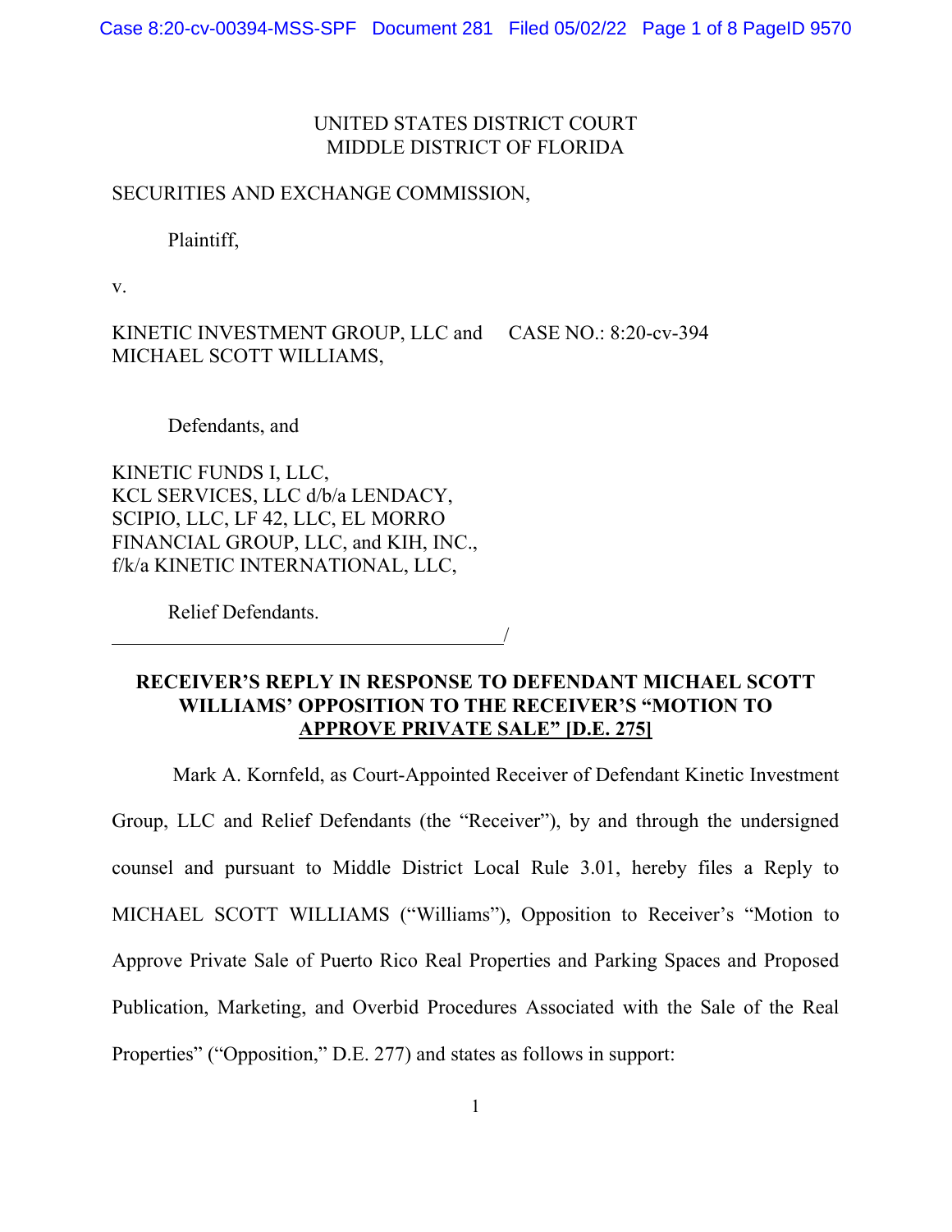UNITED STATES DISTRICT COURT
MIDDLE DISTRICT OF FLORIDA

SECURITIES AND EXCHANGE COMMISSION,

Plaintiff,

v.

KINETIC INVESTMENT GROUP, LLC and MICHAEL SCOTT WILLIAMS,

CASE NO.: 8:20-cv-394

Defendants, and

KINETIC FUNDS I, LLC,
KCL SERVICES, LLC d/b/a LENDACY,
SCIPIO, LLC, LF 42, LLC, EL MORRO FINANCIAL GROUP, LLC, and KIH, INC.,
f/k/a KINETIC INTERNATIONAL, LLC,

Relief Defendants.
_______________________________________/

**RECEIVER'S REPLY IN RESPONSE TO DEFENDANT MICHAEL SCOTT WILLIAMS' OPPOSITION TO THE RECEIVER'S "MOTION TO APPROVE PRIVATE SALE" [D.E. 275]**

Mark A. Kornfeld, as Court-Appointed Receiver of Defendant Kinetic Investment Group, LLC and Relief Defendants (the "Receiver"), by and through the undersigned counsel and pursuant to Middle District Local Rule 3.01, hereby files a Reply to MICHAEL SCOTT WILLIAMS ("Williams"), Opposition to Receiver's "Motion to Approve Private Sale of Puerto Rico Real Properties and Parking Spaces and Proposed Publication, Marketing, and Overbid Procedures Associated with the Sale of the Real Properties" ("Opposition," D.E. 277) and states as follows in support: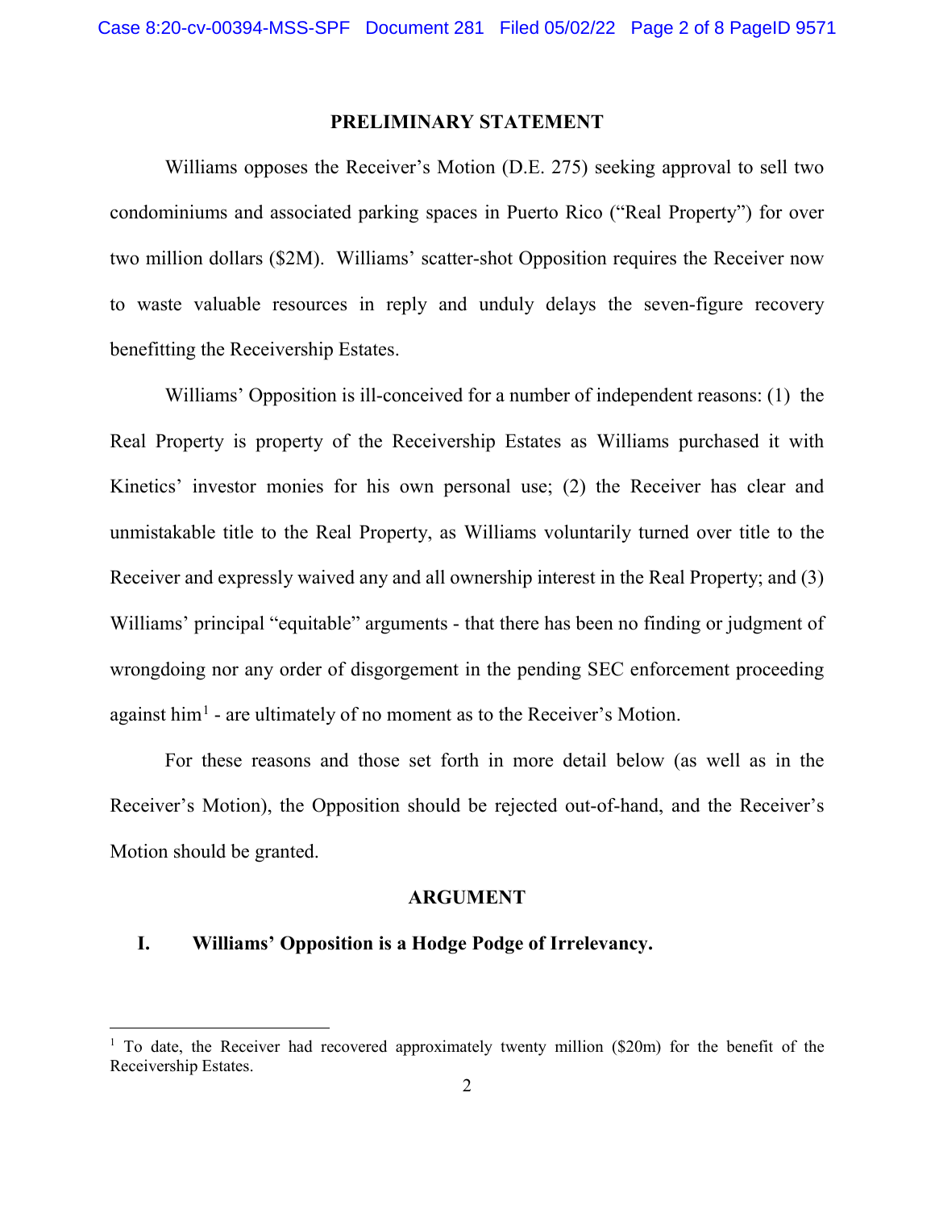## PRELIMINARY STATEMENT

Williams opposes the Receiver's Motion (D.E. 275) seeking approval to sell two condominiums and associated parking spaces in Puerto Rico ("Real Property") for over two million dollars ($2M). Williams' scatter-shot Opposition requires the Receiver now to waste valuable resources in reply and unduly delays the seven-figure recovery benefitting the Receivership Estates.

Williams' Opposition is ill-conceived for a number of independent reasons: (1) the Real Property is property of the Receivership Estates as Williams purchased it with Kinetics' investor monies for his own personal use; (2) the Receiver has clear and unmistakable title to the Real Property, as Williams voluntarily turned over title to the Receiver and expressly waived any and all ownership interest in the Real Property; and (3) Williams' principal "equitable" arguments - that there has been no finding or judgment of wrongdoing nor any order of disgorgement in the pending SEC enforcement proceeding against him[1] - are ultimately of no moment as to the Receiver's Motion.

For these reasons and those set forth in more detail below (as well as in the Receiver's Motion), the Opposition should be rejected out-of-hand, and the Receiver's Motion should be granted.

## ARGUMENT

### I. Williams' Opposition is a Hodge Podge of Irrelevancy.

[1] To date, the Receiver had recovered approximately twenty million ($20m) for the benefit of the Receivership Estates.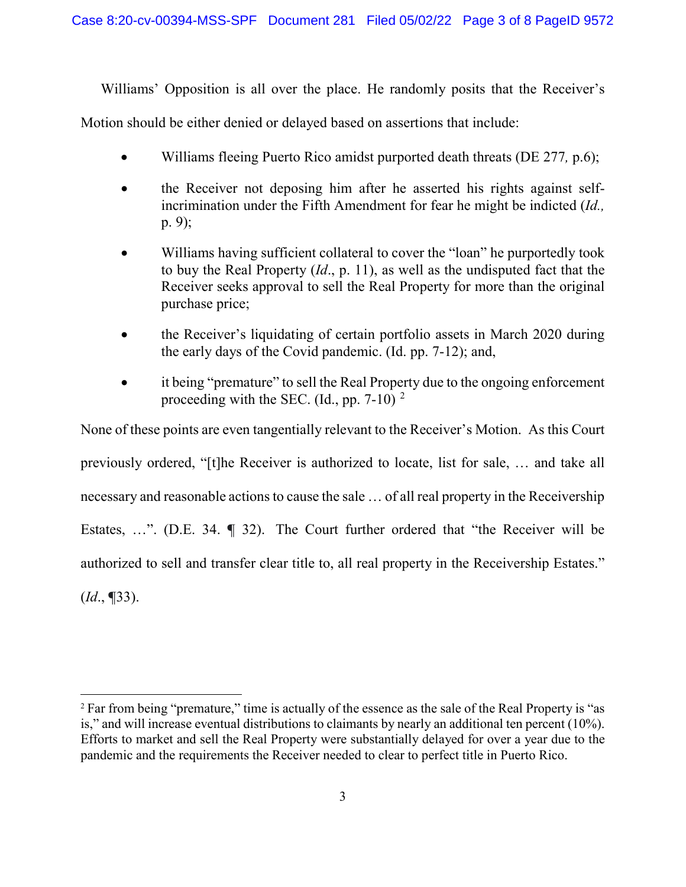Williams' Opposition is all over the place. He randomly posits that the Receiver's Motion should be either denied or delayed based on assertions that include:

- Williams fleeing Puerto Rico amidst purported death threats (DE 277*,* p.6);
- the Receiver not deposing him after he asserted his rights against self-incrimination under the Fifth Amendment for fear he might be indicted (*Id.,* p. 9);
- Williams having sufficient collateral to cover the "loan" he purportedly took to buy the Real Property (*Id*., p. 11), as well as the undisputed fact that the Receiver seeks approval to sell the Real Property for more than the original purchase price;
- the Receiver's liquidating of certain portfolio assets in March 2020 during the early days of the Covid pandemic. (Id. pp. 7-12); and,
- it being "premature" to sell the Real Property due to the ongoing enforcement proceeding with the SEC. (Id., pp. 7-10) [2]

None of these points are even tangentially relevant to the Receiver's Motion. As this Court previously ordered, "[t]he Receiver is authorized to locate, list for sale, … and take all necessary and reasonable actions to cause the sale … of all real property in the Receivership Estates, …". (D.E. 34. ¶ 32). The Court further ordered that "the Receiver will be authorized to sell and transfer clear title to, all real property in the Receivership Estates." (*Id*., ¶33).

---

[2] Far from being "premature," time is actually of the essence as the sale of the Real Property is "as is," and will increase eventual distributions to claimants by nearly an additional ten percent (10%). Efforts to market and sell the Real Property were substantially delayed for over a year due to the pandemic and the requirements the Receiver needed to clear to perfect title in Puerto Rico.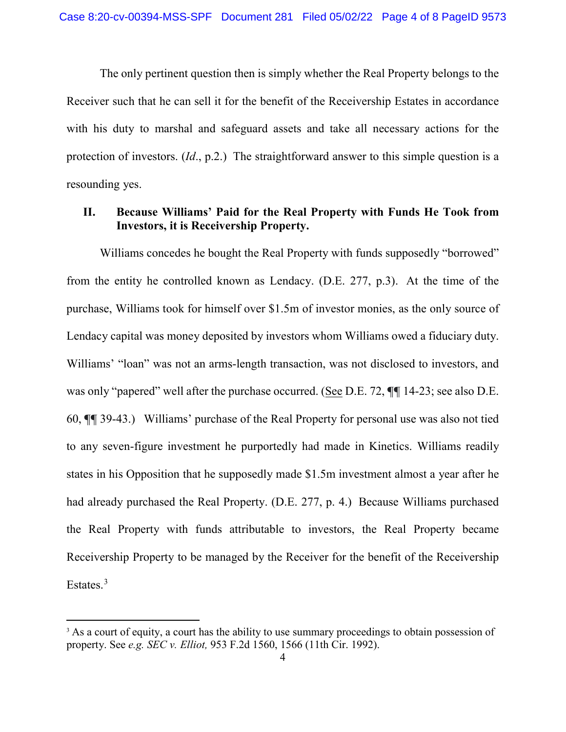The only pertinent question then is simply whether the Real Property belongs to the Receiver such that he can sell it for the benefit of the Receivership Estates in accordance with his duty to marshal and safeguard assets and take all necessary actions for the protection of investors. (*Id*., p.2.) The straightforward answer to this simple question is a resounding yes.

## II. Because Williams' Paid for the Real Property with Funds He Took from Investors, it is Receivership Property.

Williams concedes he bought the Real Property with funds supposedly "borrowed" from the entity he controlled known as Lendacy. (D.E. 277, p.3). At the time of the purchase, Williams took for himself over $1.5m of investor monies, as the only source of Lendacy capital was money deposited by investors whom Williams owed a fiduciary duty. Williams' "loan" was not an arms-length transaction, was not disclosed to investors, and was only "papered" well after the purchase occurred. (<u>See</u> D.E. 72, ¶¶ 14-23; see also D.E. 60, ¶¶ 39-43.) Williams' purchase of the Real Property for personal use was also not tied to any seven-figure investment he purportedly had made in Kinetics. Williams readily states in his Opposition that he supposedly made $1.5m investment almost a year after he had already purchased the Real Property. (D.E. 277, p. 4.) Because Williams purchased the Real Property with funds attributable to investors, the Real Property became Receivership Property to be managed by the Receiver for the benefit of the Receivership Estates.[3]

---

[3] As a court of equity, a court has the ability to use summary proceedings to obtain possession of property. See *e.g. SEC v. Elliot,* 953 F.2d 1560, 1566 (11th Cir. 1992).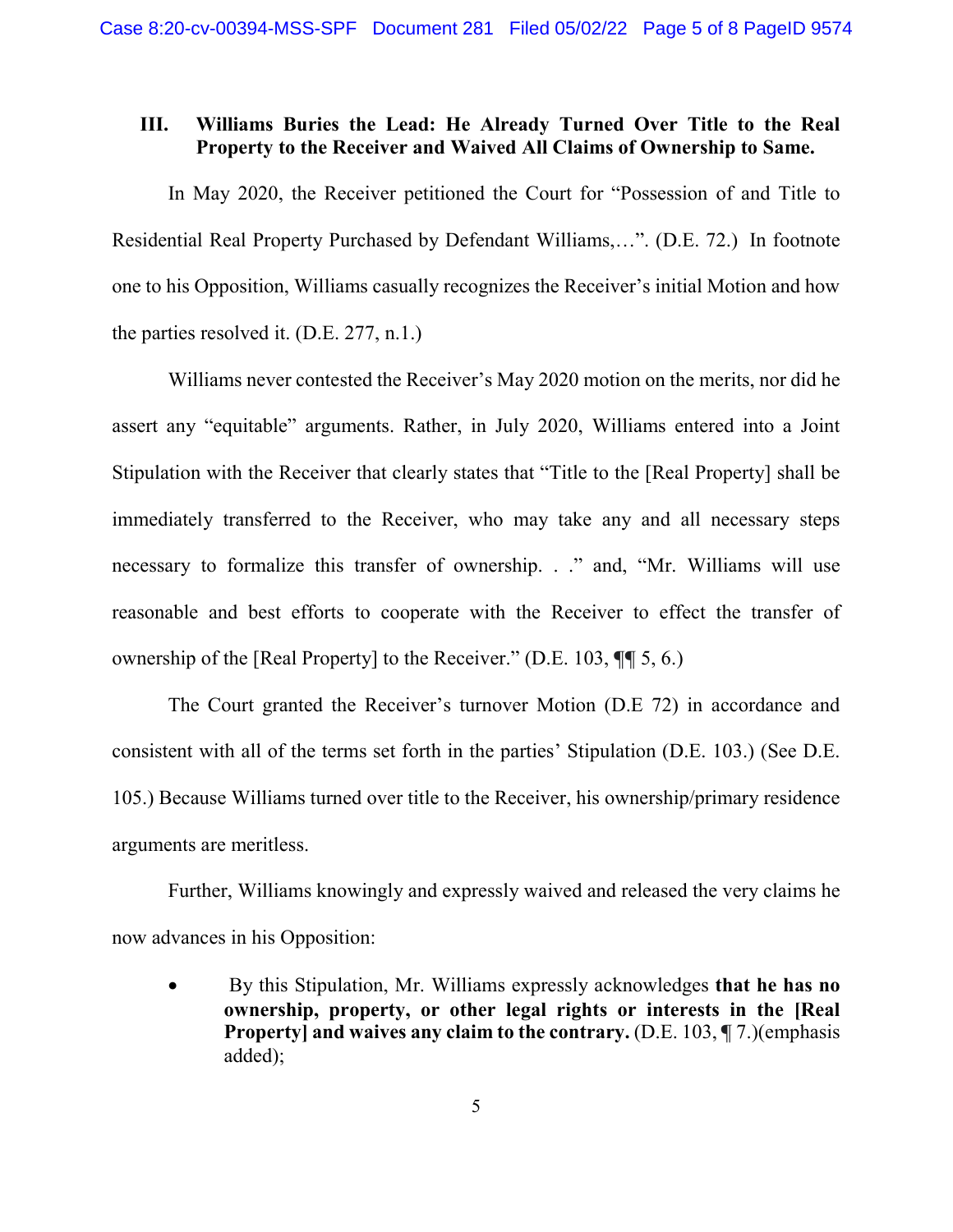### III. Williams Buries the Lead: He Already Turned Over Title to the Real Property to the Receiver and Waived All Claims of Ownership to Same.

In May 2020, the Receiver petitioned the Court for "Possession of and Title to Residential Real Property Purchased by Defendant Williams,…". (D.E. 72.) In footnote one to his Opposition, Williams casually recognizes the Receiver's initial Motion and how the parties resolved it. (D.E. 277, n.1.)

Williams never contested the Receiver's May 2020 motion on the merits, nor did he assert any "equitable" arguments. Rather, in July 2020, Williams entered into a Joint Stipulation with the Receiver that clearly states that "Title to the [Real Property] shall be immediately transferred to the Receiver, who may take any and all necessary steps necessary to formalize this transfer of ownership. . ." and, "Mr. Williams will use reasonable and best efforts to cooperate with the Receiver to effect the transfer of ownership of the [Real Property] to the Receiver." (D.E. 103, ¶¶ 5, 6.)

The Court granted the Receiver's turnover Motion (D.E 72) in accordance and consistent with all of the terms set forth in the parties' Stipulation (D.E. 103.) (See D.E. 105.) Because Williams turned over title to the Receiver, his ownership/primary residence arguments are meritless.

Further, Williams knowingly and expressly waived and released the very claims he now advances in his Opposition:

- By this Stipulation, Mr. Williams expressly acknowledges **that he has no ownership, property, or other legal rights or interests in the [Real Property] and waives any claim to the contrary.** (D.E. 103, ¶ 7.)(emphasis added);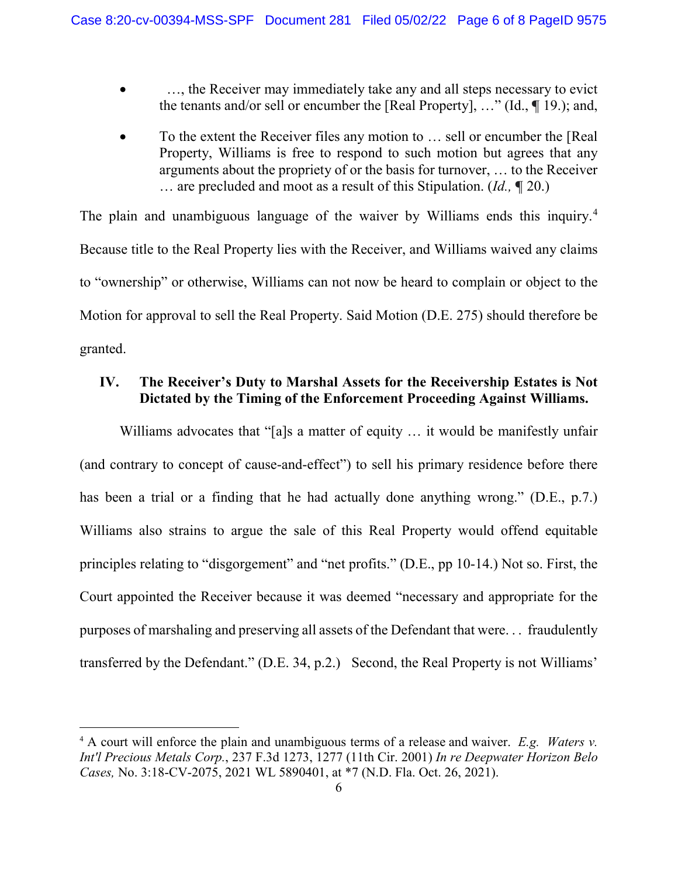- …, the Receiver may immediately take any and all steps necessary to evict the tenants and/or sell or encumber the [Real Property], …" (Id., ¶ 19.); and,
- To the extent the Receiver files any motion to … sell or encumber the [Real Property, Williams is free to respond to such motion but agrees that any arguments about the propriety of or the basis for turnover, … to the Receiver … are precluded and moot as a result of this Stipulation. (*Id.,* ¶ 20.)

The plain and unambiguous language of the waiver by Williams ends this inquiry.[4] Because title to the Real Property lies with the Receiver, and Williams waived any claims to "ownership" or otherwise, Williams can not now be heard to complain or object to the Motion for approval to sell the Real Property. Said Motion (D.E. 275) should therefore be granted.

### IV. The Receiver's Duty to Marshal Assets for the Receivership Estates is Not Dictated by the Timing of the Enforcement Proceeding Against Williams.

Williams advocates that "[a]s a matter of equity … it would be manifestly unfair (and contrary to concept of cause-and-effect") to sell his primary residence before there has been a trial or a finding that he had actually done anything wrong." (D.E., p.7.) Williams also strains to argue the sale of this Real Property would offend equitable principles relating to "disgorgement" and "net profits." (D.E., pp 10-14.) Not so. First, the Court appointed the Receiver because it was deemed "necessary and appropriate for the purposes of marshaling and preserving all assets of the Defendant that were. . . fraudulently transferred by the Defendant." (D.E. 34, p.2.) Second, the Real Property is not Williams'

---

[4] A court will enforce the plain and unambiguous terms of a release and waiver. *E.g. Waters v. Int'l Precious Metals Corp.*, 237 F.3d 1273, 1277 (11th Cir. 2001) *In re Deepwater Horizon Belo Cases,* No. 3:18-CV-2075, 2021 WL 5890401, at *7 (N.D. Fla. Oct. 26, 2021).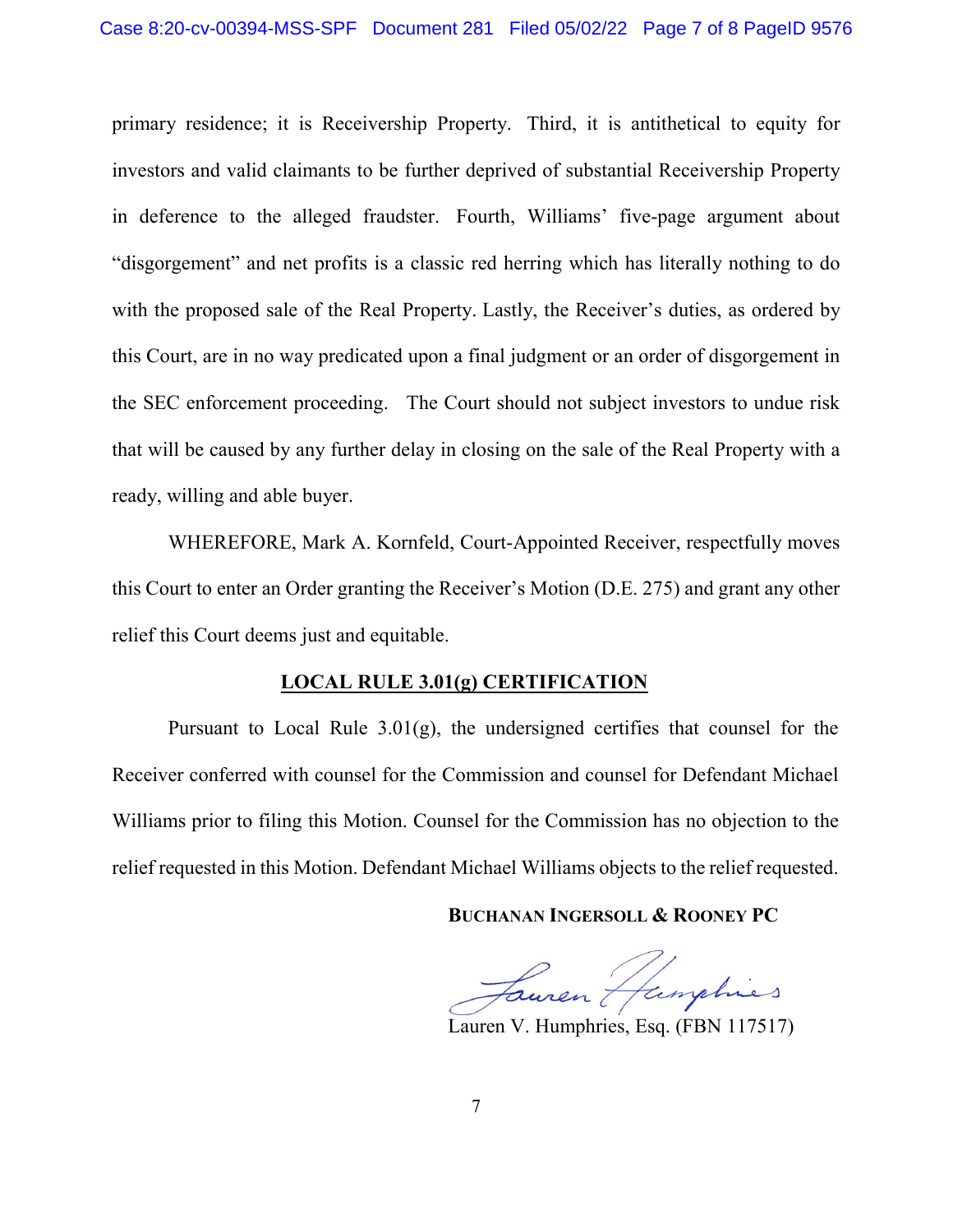primary residence; it is Receivership Property. Third, it is antithetical to equity for investors and valid claimants to be further deprived of substantial Receivership Property in deference to the alleged fraudster. Fourth, Williams' five-page argument about "disgorgement" and net profits is a classic red herring which has literally nothing to do with the proposed sale of the Real Property. Lastly, the Receiver's duties, as ordered by this Court, are in no way predicated upon a final judgment or an order of disgorgement in the SEC enforcement proceeding. The Court should not subject investors to undue risk that will be caused by any further delay in closing on the sale of the Real Property with a ready, willing and able buyer.

WHEREFORE, Mark A. Kornfeld, Court-Appointed Receiver, respectfully moves this Court to enter an Order granting the Receiver's Motion (D.E. 275) and grant any other relief this Court deems just and equitable.

## LOCAL RULE 3.01(g) CERTIFICATION

Pursuant to Local Rule 3.01(g), the undersigned certifies that counsel for the Receiver conferred with counsel for the Commission and counsel for Defendant Michael Williams prior to filing this Motion. Counsel for the Commission has no objection to the relief requested in this Motion. Defendant Michael Williams objects to the relief requested.

**BUCHANAN INGERSOLL & ROONEY PC**

Lauren Humphries

Lauren V. Humphries, Esq. (FBN 117517)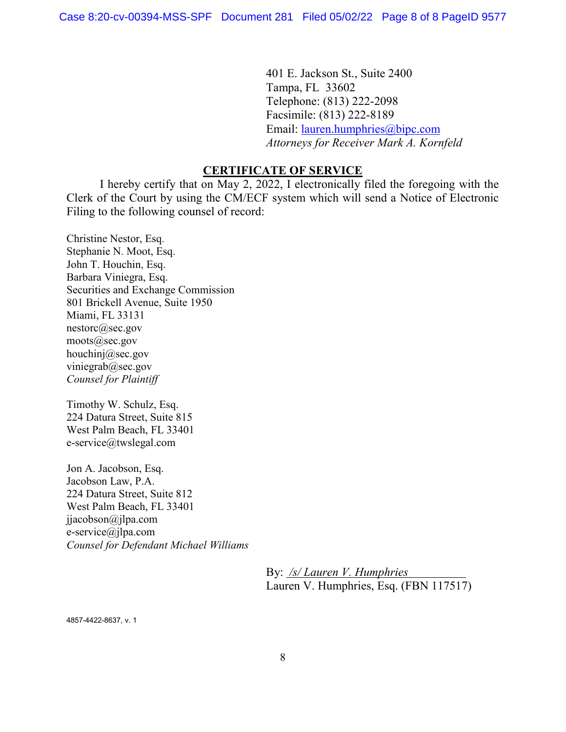401 E. Jackson St., Suite 2400
Tampa, FL 33602
Telephone: (813) 222-2098
Facsimile: (813) 222-8189
Email: lauren.humphries@bipc.com
*Attorneys for Receiver Mark A. Kornfeld*

## **CERTIFICATE OF SERVICE**

I hereby certify that on May 2, 2022, I electronically filed the foregoing with the Clerk of the Court by using the CM/ECF system which will send a Notice of Electronic Filing to the following counsel of record:

Christine Nestor, Esq.
Stephanie N. Moot, Esq.
John T. Houchin, Esq.
Barbara Viniegra, Esq.
Securities and Exchange Commission
801 Brickell Avenue, Suite 1950
Miami, FL 33131
nestorc@sec.gov
moots@sec.gov
houchinj@sec.gov
viniegrab@sec.gov
*Counsel for Plaintiff*

Timothy W. Schulz, Esq.
224 Datura Street, Suite 815
West Palm Beach, FL 33401
e-service@twslegal.com

Jon A. Jacobson, Esq.
Jacobson Law, P.A.
224 Datura Street, Suite 812
West Palm Beach, FL 33401
jjacobson@jlpa.com
e-service@jlpa.com
*Counsel for Defendant Michael Williams*

By: */s/ Lauren V. Humphries*
Lauren V. Humphries, Esq. (FBN 117517)

4857-4422-8637, v. 1